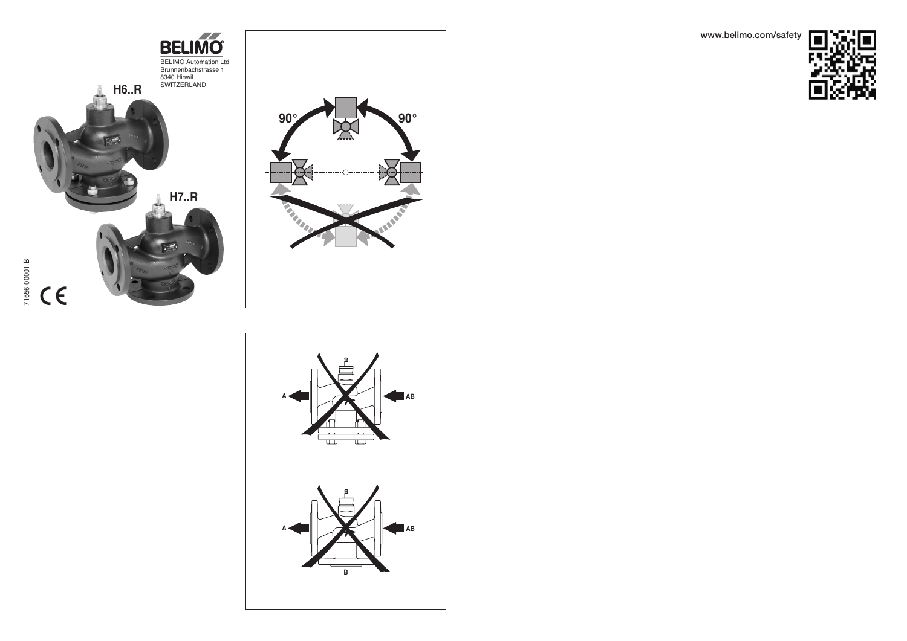BELIMO

BELIMO Automation Ltd
Brunnenbachstrasse 1
8340 Hinwil
SWITZERLAND

H6..R

H7..R

71556-00001.B

CE

www.belimo.com/safety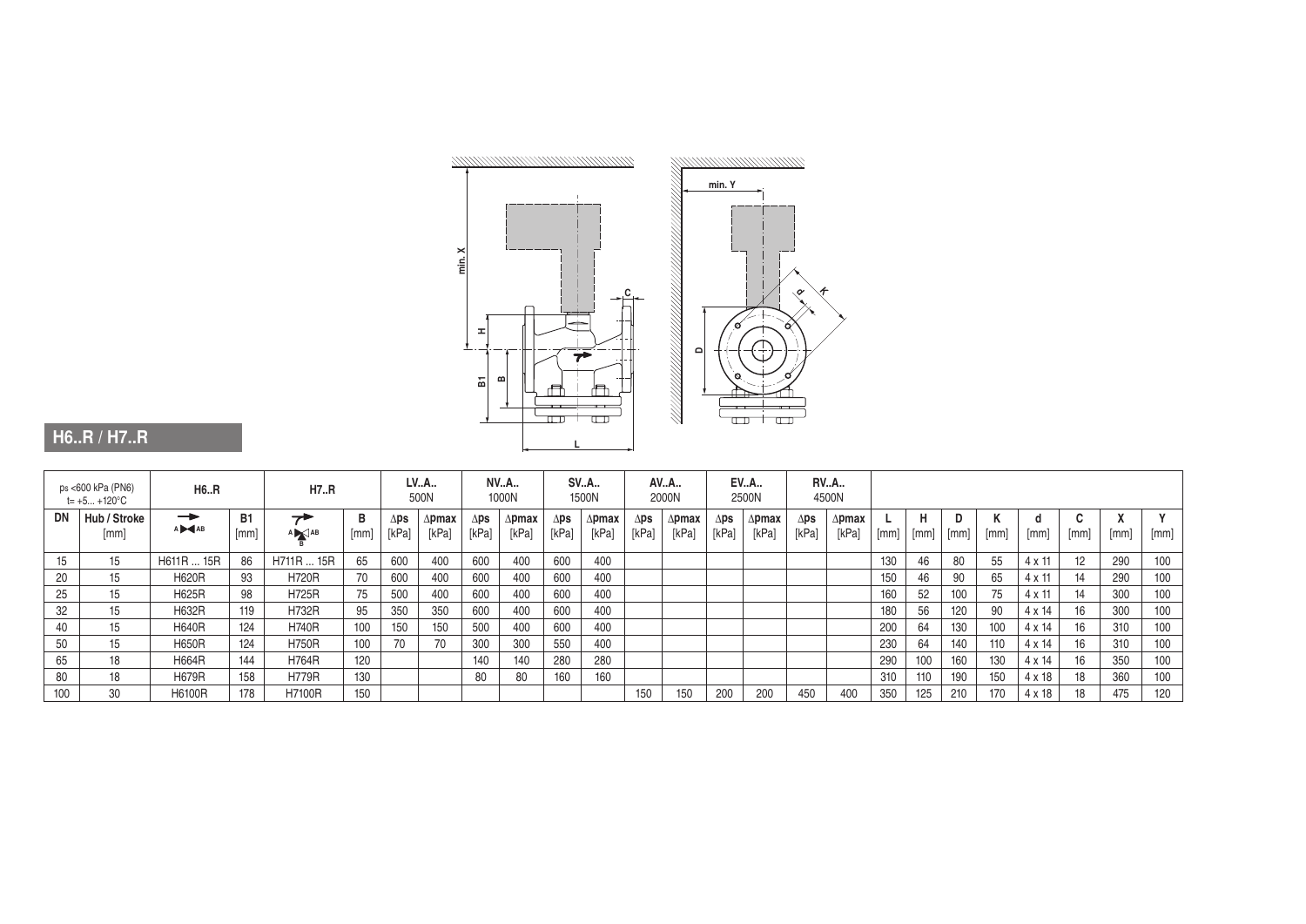## H6..R / H7..R

| $p_s$ <600 kPa (PN6) t= +5... +120°C | | H6..R | | H7..R | | LV..A.. 500N | | NV..A.. 1000N | | SV..A.. 1500N | | AV..A.. 2000N | | EV..A.. 2500N | | RV..A.. 4500N | | | | | | | | | |
|---|---|---|---|---|---|---|---|---|---|---|---|---|---|---|---|---|---|---|---|---|---|---|---|---|---|
| DN | Hub / Stroke [mm] | A ▶◀ AB | B1 [mm] | A ▶◀ AB B | B [mm] | Δps [kPa] | Δpmax [kPa] | Δps [kPa] | Δpmax [kPa] | Δps [kPa] | Δpmax [kPa] | Δps [kPa] | Δpmax [kPa] | Δps [kPa] | Δpmax [kPa] | Δps [kPa] | Δpmax [kPa] | L [mm] | H [mm] | D [mm] | K [mm] | d [mm] | C [mm] | X [mm] | Y [mm] |
| 15 | 15 | H611R ... 15R | 86 | H711R ... 15R | 65 | 600 | 400 | 600 | 400 | 600 | 400 | | | | | | | 130 | 46 | 80 | 55 | 4 x 11 | 12 | 290 | 100 |
| 20 | 15 | H620R | 93 | H720R | 70 | 600 | 400 | 600 | 400 | 600 | 400 | | | | | | | 150 | 46 | 90 | 65 | 4 x 11 | 14 | 290 | 100 |
| 25 | 15 | H625R | 98 | H725R | 75 | 500 | 400 | 600 | 400 | 600 | 400 | | | | | | | 160 | 52 | 100 | 75 | 4 x 11 | 14 | 300 | 100 |
| 32 | 15 | H632R | 119 | H732R | 95 | 350 | 350 | 600 | 400 | 600 | 400 | | | | | | | 180 | 56 | 120 | 90 | 4 x 14 | 16 | 300 | 100 |
| 40 | 15 | H640R | 124 | H740R | 100 | 150 | 150 | 500 | 400 | 600 | 400 | | | | | | | 200 | 64 | 130 | 100 | 4 x 14 | 16 | 310 | 100 |
| 50 | 15 | H650R | 124 | H750R | 100 | 70 | 70 | 300 | 300 | 550 | 400 | | | | | | | 230 | 64 | 140 | 110 | 4 x 14 | 16 | 310 | 100 |
| 65 | 18 | H664R | 144 | H764R | 120 | | | 140 | 140 | 280 | 280 | | | | | | | 290 | 100 | 160 | 130 | 4 x 14 | 16 | 350 | 100 |
| 80 | 18 | H679R | 158 | H779R | 130 | | | 80 | 80 | 160 | 160 | | | | | | | 310 | 110 | 190 | 150 | 4 x 18 | 18 | 360 | 100 |
| 100 | 30 | H6100R | 178 | H7100R | 150 | | | | | | | 150 | 150 | 200 | 200 | 450 | 400 | 350 | 125 | 210 | 170 | 4 x 18 | 18 | 475 | 120 |